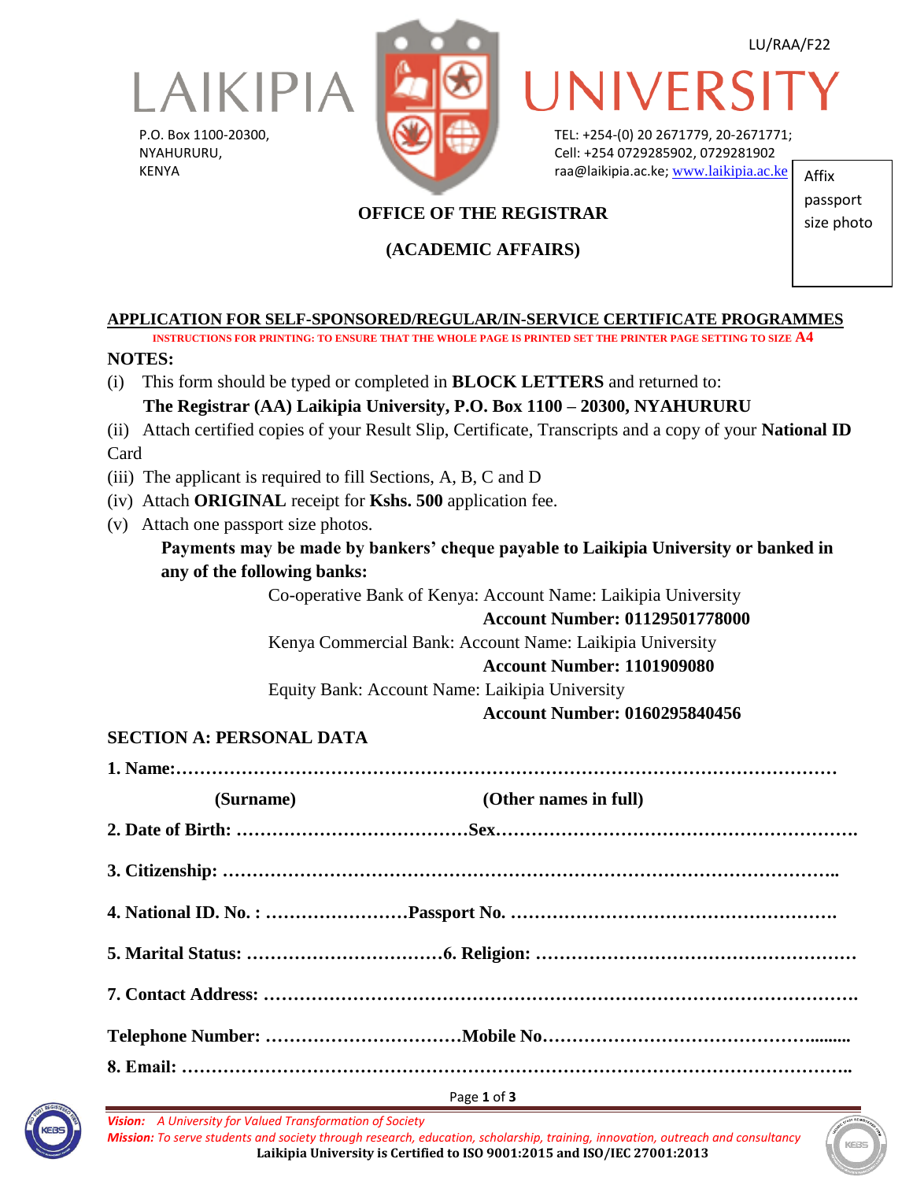LU/RAA/F22

# LAIKIPIA UNIVERSITY

P.O. Box 1100-20300,
NYAHURURU,
KENYA

TEL: +254-(0) 20 2671779, 20-2671771;
Cell: +254 0729285902, 0729281902
raa@laikipia.ac.ke; www.laikipia.ac.ke

Affix passport size photo

**OFFICE OF THE REGISTRAR**

**(ACADEMIC AFFAIRS)**

## APPLICATION FOR SELF-SPONSORED/REGULAR/IN-SERVICE CERTIFICATE PROGRAMMES

INSTRUCTIONS FOR PRINTING: TO ENSURE THAT THE WHOLE PAGE IS PRINTED SET THE PRINTER PAGE SETTING TO SIZE A4

**NOTES:**

(i) This form should be typed or completed in **BLOCK LETTERS** and returned to:
**The Registrar (AA) Laikipia University, P.O. Box 1100 – 20300, NYAHURURU**

(ii) Attach certified copies of your Result Slip, Certificate, Transcripts and a copy of your **National ID** Card

(iii) The applicant is required to fill Sections, A, B, C and D

(iv) Attach **ORIGINAL** receipt for **Kshs. 500** application fee.

(v) Attach one passport size photos.

**Payments may be made by bankers' cheque payable to Laikipia University or banked in any of the following banks:**

Co-operative Bank of Kenya: Account Name: Laikipia University
**Account Number: 01129501778000**

Kenya Commercial Bank: Account Name: Laikipia University
**Account Number: 1101909080**

Equity Bank: Account Name: Laikipia University
**Account Number: 0160295840456**

## SECTION A: PERSONAL DATA

**1. Name:**……………………………………………………………………………………………

**(Surname)** **(Other names in full)**

**2. Date of Birth:** …………………………………**Sex**…………………………………………………….

**3. Citizenship:** ……………………………………………………………………………………..

**4. National ID. No. :** ……………………**Passport No.** ……………………………………………….

**5. Marital Status:** ……………………………**6. Religion:** ………………………………………………

**7. Contact Address:** …………………………………………………………………………………

**Telephone Number:** …………………………**Mobile No**……………………………………........

**8. Email:** ………………………………………………………………………………………………..

*Vision: A University for Valued Transformation of Society*
*Mission: To serve students and society through research, education, scholarship, training, innovation, outreach and consultancy*
**Laikipia University is Certified to ISO 9001:2015 and ISO/IEC 27001:2013**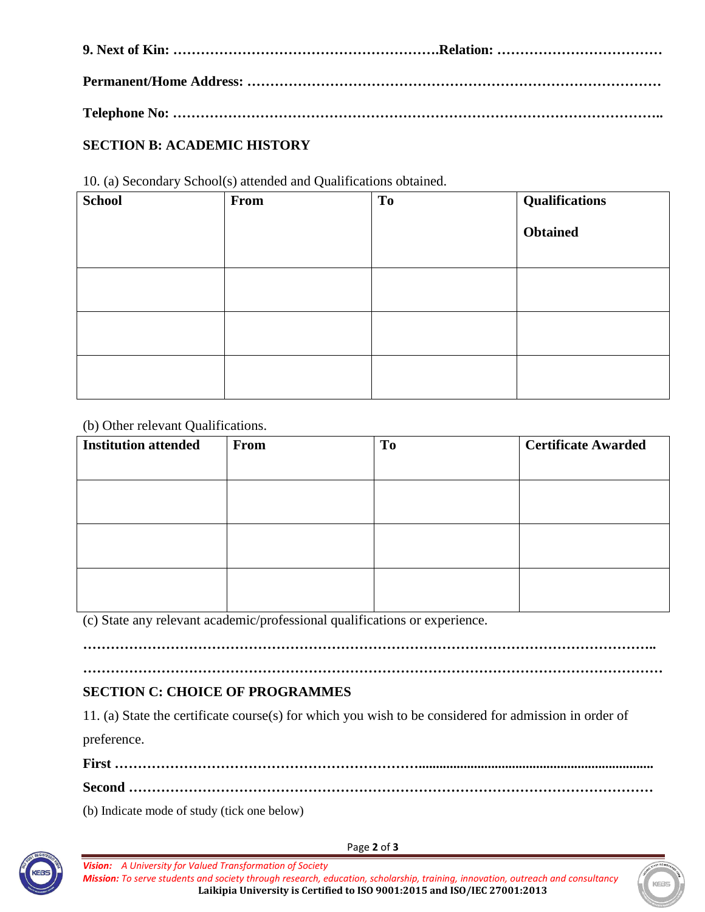**9. Next of Kin: ……………………………………………….Relation: ………………………………**

**Permanent/Home Address: ……………………………………………………………………………**

**Telephone No: ………………………………………………………………………………………..**

## SECTION B: ACADEMIC HISTORY

10. (a) Secondary School(s) attended and Qualifications obtained.

| School | From | To | Qualifications Obtained |
|---|---|---|---|
| | | | |
| | | | |
| | | | |

(b) Other relevant Qualifications.

| Institution attended | From | To | Certificate Awarded |
|---|---|---|---|
| | | | |
| | | | |
| | | | |

(c) State any relevant academic/professional qualifications or experience.

……………………………………………………………………………………………………………..

……………………………………………………………………………………………………………

## SECTION C: CHOICE OF PROGRAMMES

11. (a) State the certificate course(s) for which you wish to be considered for admission in order of preference.

**First ………………………………………………………………………………………………………**

**Second ……………………………………………………………………………………………………**

(b) Indicate mode of study (tick one below)

*Vision: A University for Valued Transformation of Society*
*Mission: To serve students and society through research, education, scholarship, training, innovation, outreach and consultancy*
**Laikipia University is Certified to ISO 9001:2015 and ISO/IEC 27001:2013**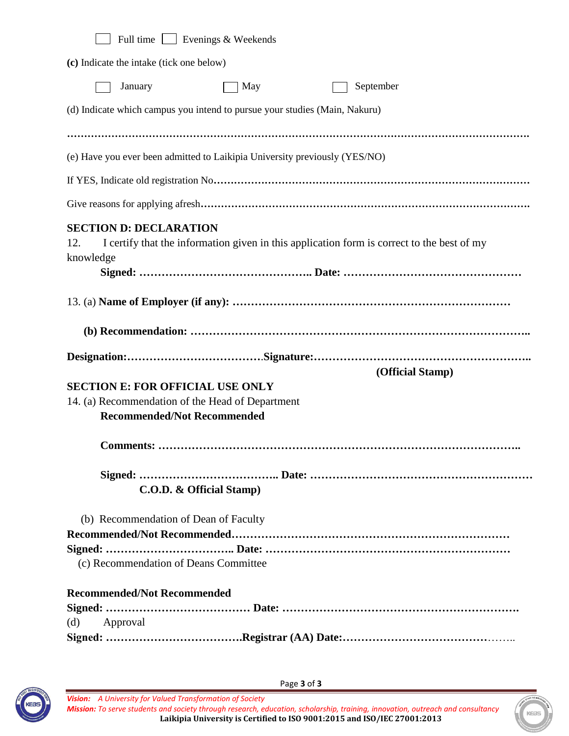☐ Full time ☐ Evenings & Weekends

**(c)** Indicate the intake (tick one below)

☐ January ☐ May ☐ September

(d) Indicate which campus you intend to pursue your studies (Main, Nakuru)

…………………………………………………………………………………………………………………….

(e) Have you ever been admitted to Laikipia University previously (YES/NO)

If YES, Indicate old registration No………………………………………………………………………………

Give reasons for applying afresh…………………………………………………………………………………….

## SECTION D: DECLARATION

12. I certify that the information given in this application form is correct to the best of my knowledge

**Signed: ……………………………………….. Date: …………………………………………**

13. (a) **Name of Employer (if any): ………………………………………………………………**

**(b) Recommendation: ……………………………………………………………………………..**

**Designation:………………………………Signature:………………………………………………..**

**(Official Stamp)**

## SECTION E: FOR OFFICIAL USE ONLY

14. (a) Recommendation of the Head of Department

**Recommended/Not Recommended**

**Comments: ……………………………………………………………………………………..**

**Signed: ……………………………….. Date: ……………………………………………………**

**C.O.D. & Official Stamp)**

(b) Recommendation of Dean of Faculty

**Recommended/Not Recommended………………………………………………………………**

**Signed: …………………………….. Date: ……………………………………………………**

(c) Recommendation of Deans Committee

**Recommended/Not Recommended**

**Signed: ………………………………… Date: ……………………………………………………….**

(d) Approval

**Signed: ……………………………….Registrar (AA) Date:……………………………………..**

*Vision: A University for Valued Transformation of Society*

*Mission: To serve students and society through research, education, scholarship, training, innovation, outreach and consultancy*

**Laikipia University is Certified to ISO 9001:2015 and ISO/IEC 27001:2013**